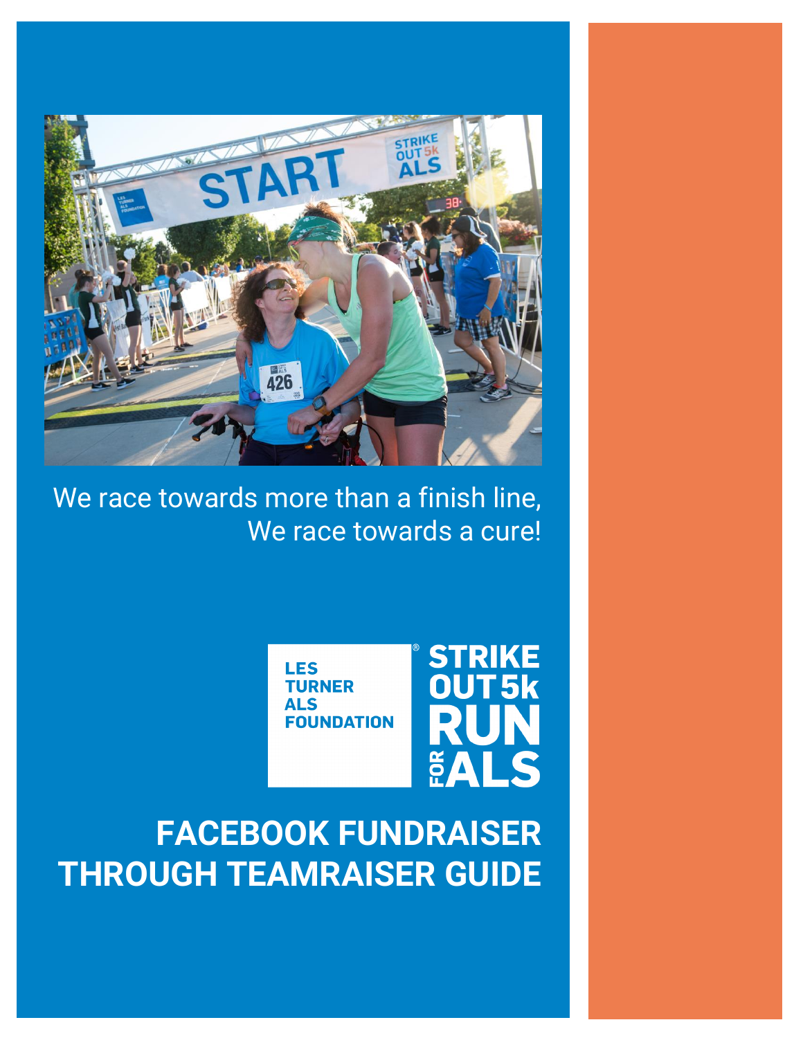We race towards more than a finish line,
We race towards a cure!

LES TURNER ALS FOUNDATION®

STRIKE OUT 5k RUN FOR ALS

# FACEBOOK FUNDRAISER THROUGH TEAMRAISER GUIDE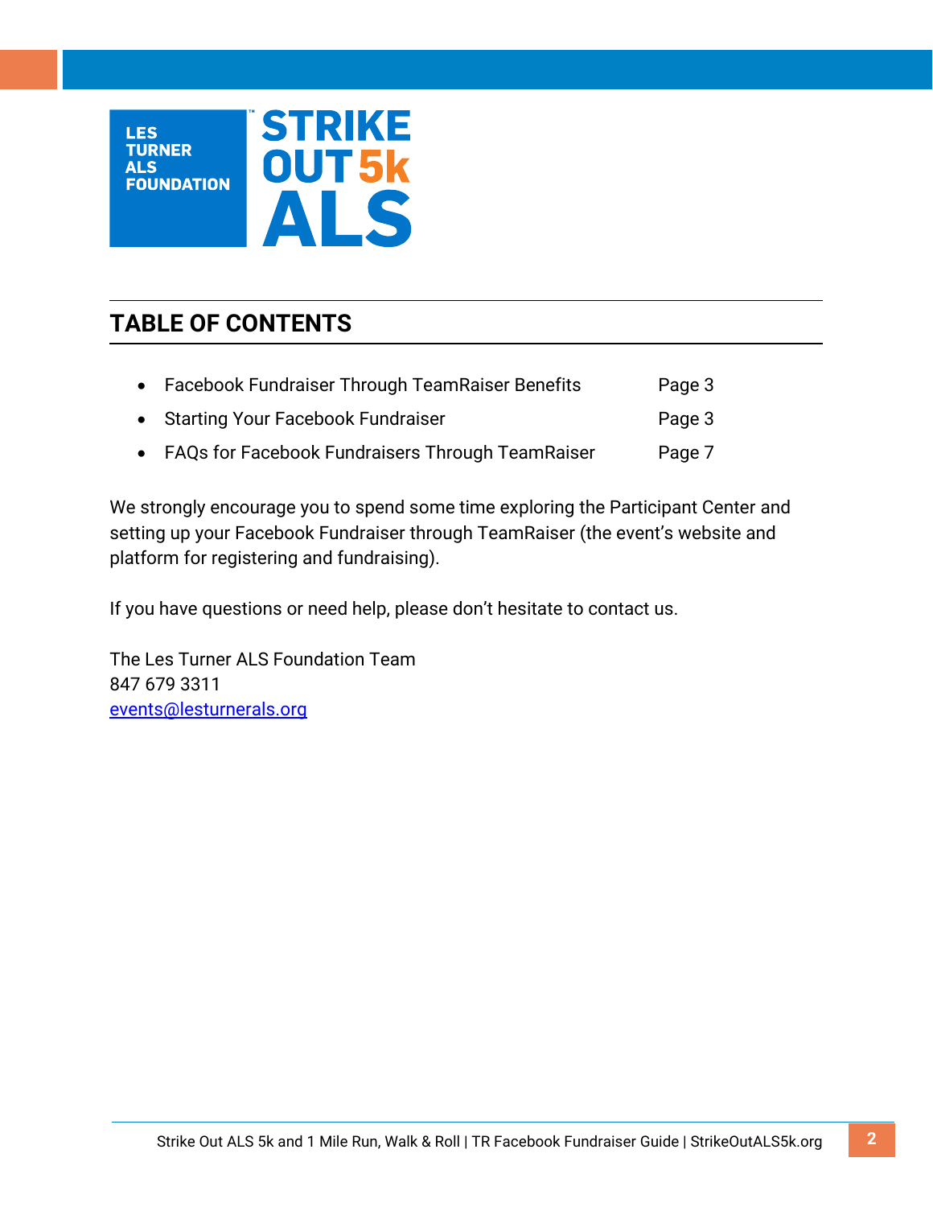LES TURNER ALS FOUNDATION

STRIKE OUT 5k ALS

## TABLE OF CONTENTS

- Facebook Fundraiser Through TeamRaiser Benefits — Page 3
- Starting Your Facebook Fundraiser — Page 3
- FAQs for Facebook Fundraisers Through TeamRaiser — Page 7

We strongly encourage you to spend some time exploring the Participant Center and setting up your Facebook Fundraiser through TeamRaiser (the event's website and platform for registering and fundraising).

If you have questions or need help, please don't hesitate to contact us.

The Les Turner ALS Foundation Team  
847 679 3311  
events@lesturnerals.org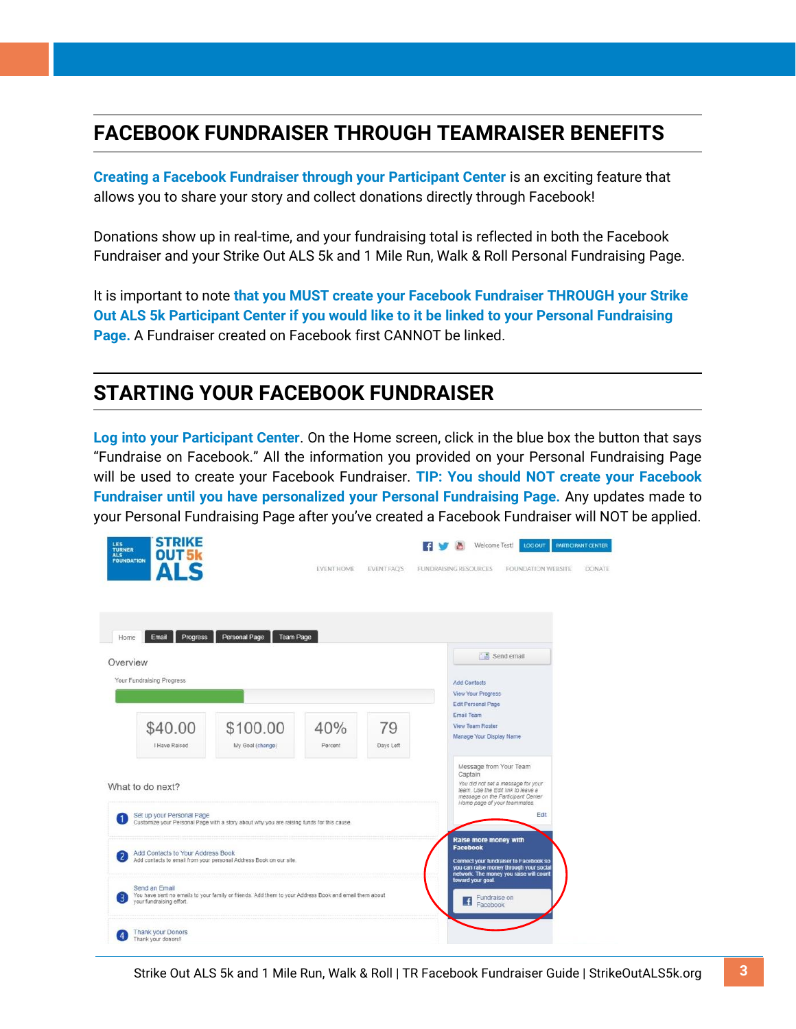## FACEBOOK FUNDRAISER THROUGH TEAMRAISER BENEFITS

**Creating a Facebook Fundraiser through your Participant Center** is an exciting feature that allows you to share your story and collect donations directly through Facebook!

Donations show up in real-time, and your fundraising total is reflected in both the Facebook Fundraiser and your Strike Out ALS 5k and 1 Mile Run, Walk & Roll Personal Fundraising Page.

It is important to note **that you MUST create your Facebook Fundraiser THROUGH your Strike Out ALS 5k Participant Center if you would like to it be linked to your Personal Fundraising Page.** A Fundraiser created on Facebook first CANNOT be linked.

## STARTING YOUR FACEBOOK FUNDRAISER

**Log into your Participant Center**. On the Home screen, click in the blue box the button that says "Fundraise on Facebook." All the information you provided on your Personal Fundraising Page will be used to create your Facebook Fundraiser. **TIP: You should NOT create your Facebook Fundraiser until you have personalized your Personal Fundraising Page.** Any updates made to your Personal Fundraising Page after you've created a Facebook Fundraiser will NOT be applied.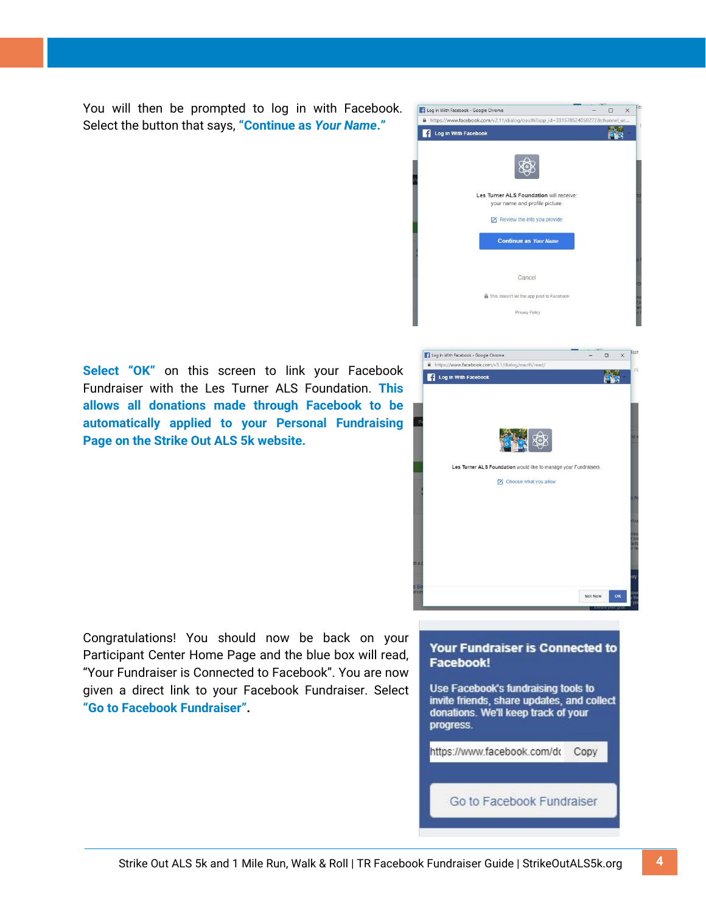You will then be prompted to log in with Facebook. Select the button that says, **"Continue as *Your Name*."**

**Select "OK"** on this screen to link your Facebook Fundraiser with the Les Turner ALS Foundation. **This allows all donations made through Facebook to be automatically applied to your Personal Fundraising Page on the Strike Out ALS 5k website.**

Congratulations! You should now be back on your Participant Center Home Page and the blue box will read, "Your Fundraiser is Connected to Facebook". You are now given a direct link to your Facebook Fundraiser. Select **"Go to Facebook Fundraiser".**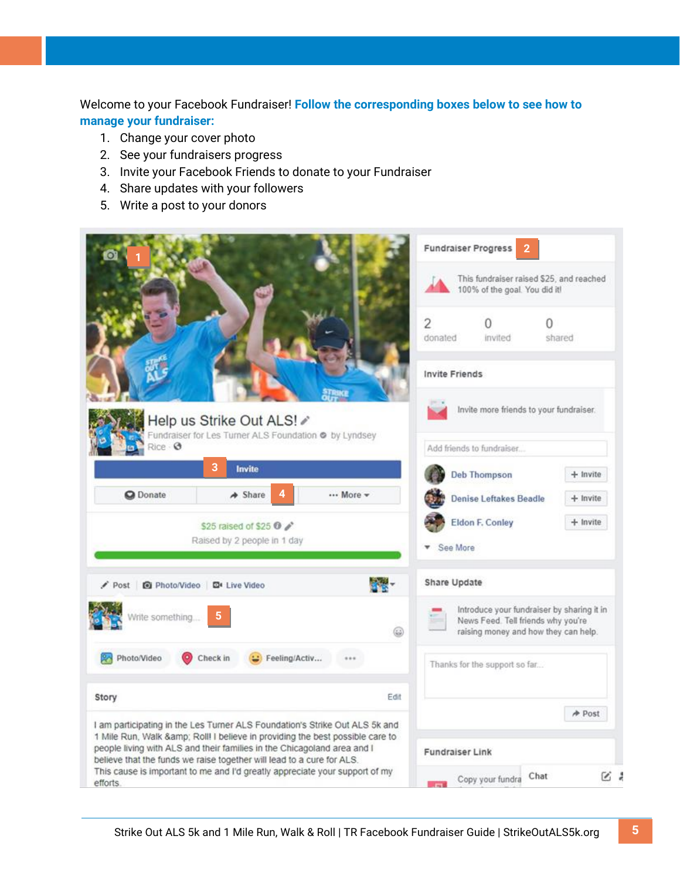Welcome to your Facebook Fundraiser! **Follow the corresponding boxes below to see how to manage your fundraiser:**

1. Change your cover photo
2. See your fundraisers progress
3. Invite your Facebook Friends to donate to your Fundraiser
4. Share updates with your followers
5. Write a post to your donors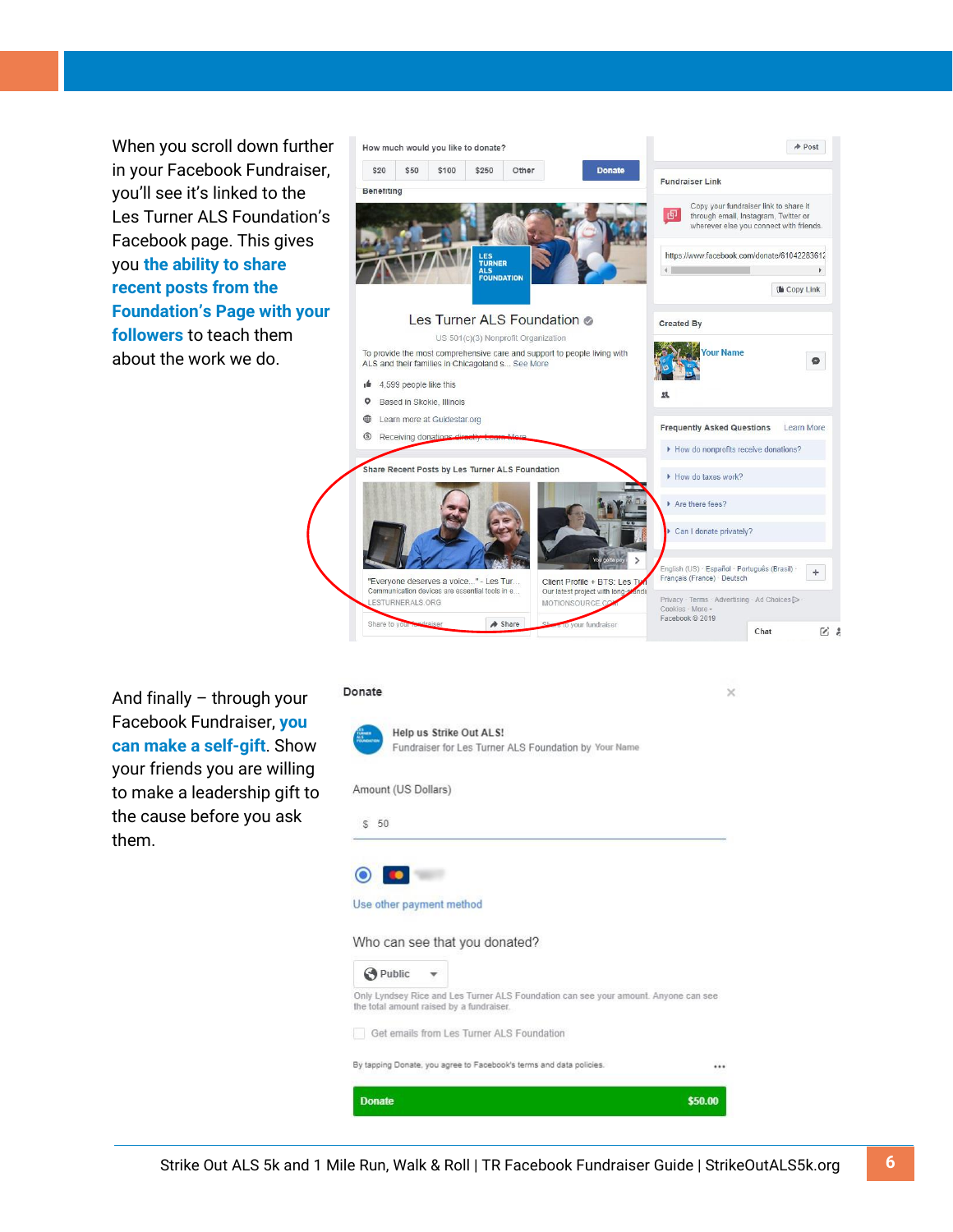When you scroll down further in your Facebook Fundraiser, you'll see it's linked to the Les Turner ALS Foundation's Facebook page. This gives you **the ability to share recent posts from the Foundation's Page with your followers** to teach them about the work we do.

And finally – through your Facebook Fundraiser, **you can make a self-gift**. Show your friends you are willing to make a leadership gift to the cause before you ask them.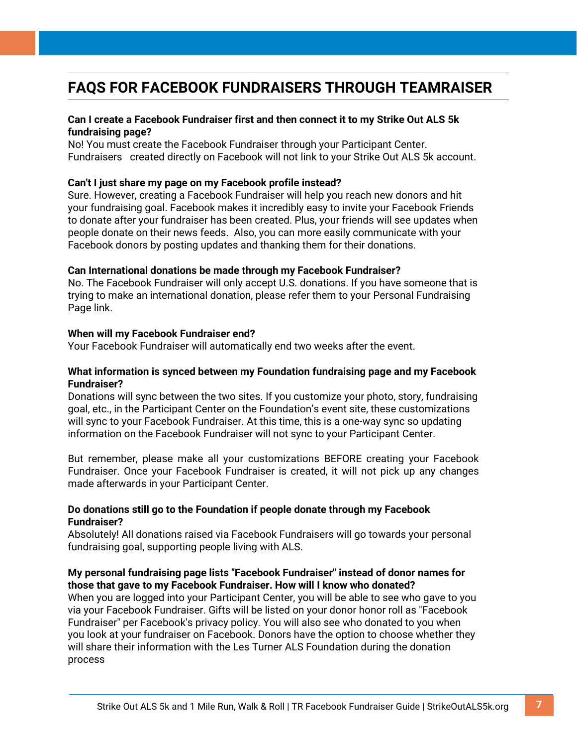# FAQS FOR FACEBOOK FUNDRAISERS THROUGH TEAMRAISER

**Can I create a Facebook Fundraiser first and then connect it to my Strike Out ALS 5k fundraising page?**
No! You must create the Facebook Fundraiser through your Participant Center. Fundraisers created directly on Facebook will not link to your Strike Out ALS 5k account.

**Can't I just share my page on my Facebook profile instead?**
Sure. However, creating a Facebook Fundraiser will help you reach new donors and hit your fundraising goal. Facebook makes it incredibly easy to invite your Facebook Friends to donate after your fundraiser has been created. Plus, your friends will see updates when people donate on their news feeds. Also, you can more easily communicate with your Facebook donors by posting updates and thanking them for their donations.

**Can International donations be made through my Facebook Fundraiser?**
No. The Facebook Fundraiser will only accept U.S. donations. If you have someone that is trying to make an international donation, please refer them to your Personal Fundraising Page link.

**When will my Facebook Fundraiser end?**
Your Facebook Fundraiser will automatically end two weeks after the event.

**What information is synced between my Foundation fundraising page and my Facebook Fundraiser?**
Donations will sync between the two sites. If you customize your photo, story, fundraising goal, etc., in the Participant Center on the Foundation's event site, these customizations will sync to your Facebook Fundraiser. At this time, this is a one-way sync so updating information on the Facebook Fundraiser will not sync to your Participant Center.

But remember, please make all your customizations BEFORE creating your Facebook Fundraiser. Once your Facebook Fundraiser is created, it will not pick up any changes made afterwards in your Participant Center.

**Do donations still go to the Foundation if people donate through my Facebook Fundraiser?**
Absolutely! All donations raised via Facebook Fundraisers will go towards your personal fundraising goal, supporting people living with ALS.

**My personal fundraising page lists "Facebook Fundraiser" instead of donor names for those that gave to my Facebook Fundraiser. How will I know who donated?**
When you are logged into your Participant Center, you will be able to see who gave to you via your Facebook Fundraiser. Gifts will be listed on your donor honor roll as "Facebook Fundraiser" per Facebook's privacy policy. You will also see who donated to you when you look at your fundraiser on Facebook. Donors have the option to choose whether they will share their information with the Les Turner ALS Foundation during the donation process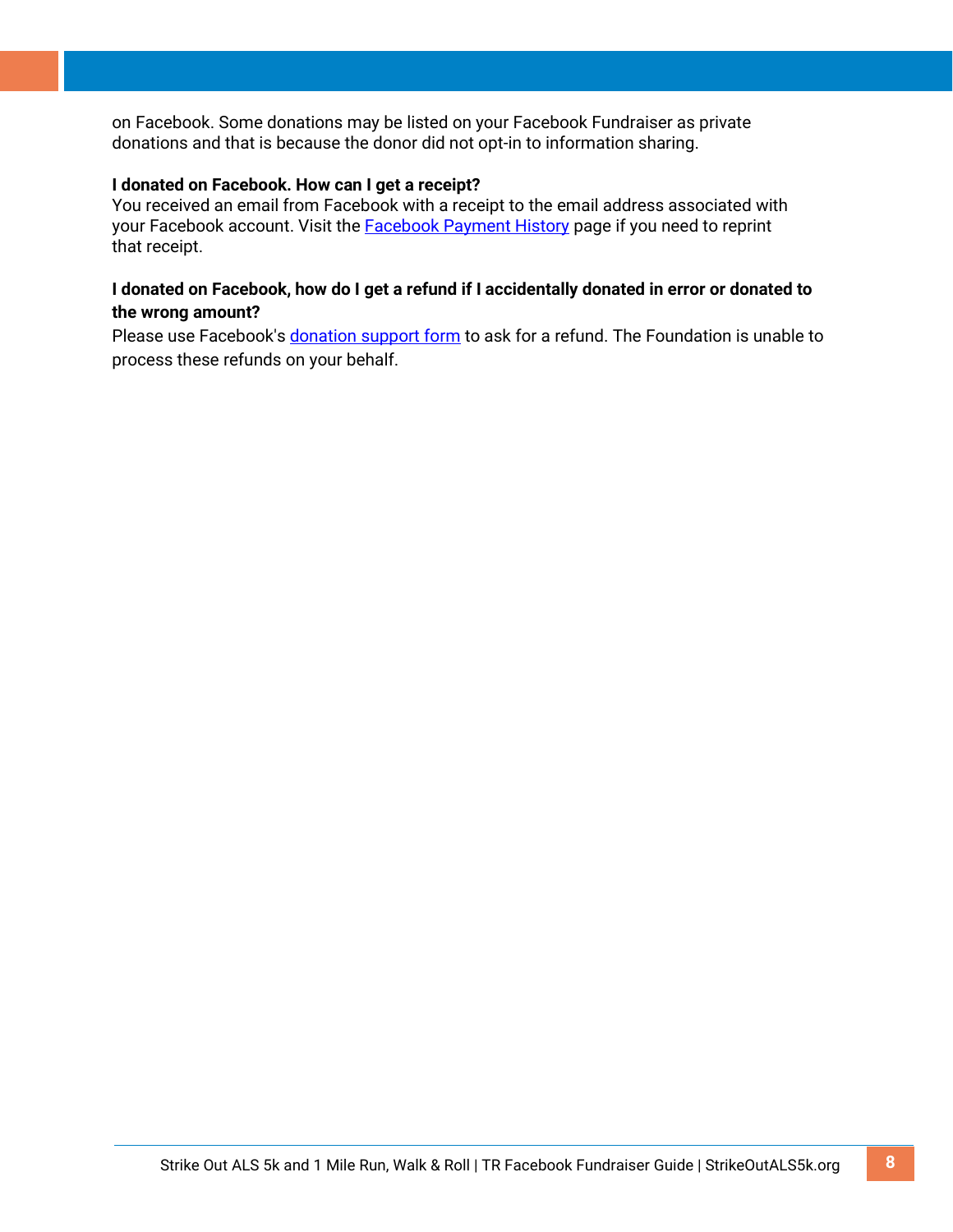on Facebook. Some donations may be listed on your Facebook Fundraiser as private donations and that is because the donor did not opt-in to information sharing.

**I donated on Facebook. How can I get a receipt?**
You received an email from Facebook with a receipt to the email address associated with your Facebook account. Visit the Facebook Payment History page if you need to reprint that receipt.

**I donated on Facebook, how do I get a refund if I accidentally donated in error or donated to the wrong amount?**
Please use Facebook's donation support form to ask for a refund. The Foundation is unable to process these refunds on your behalf.